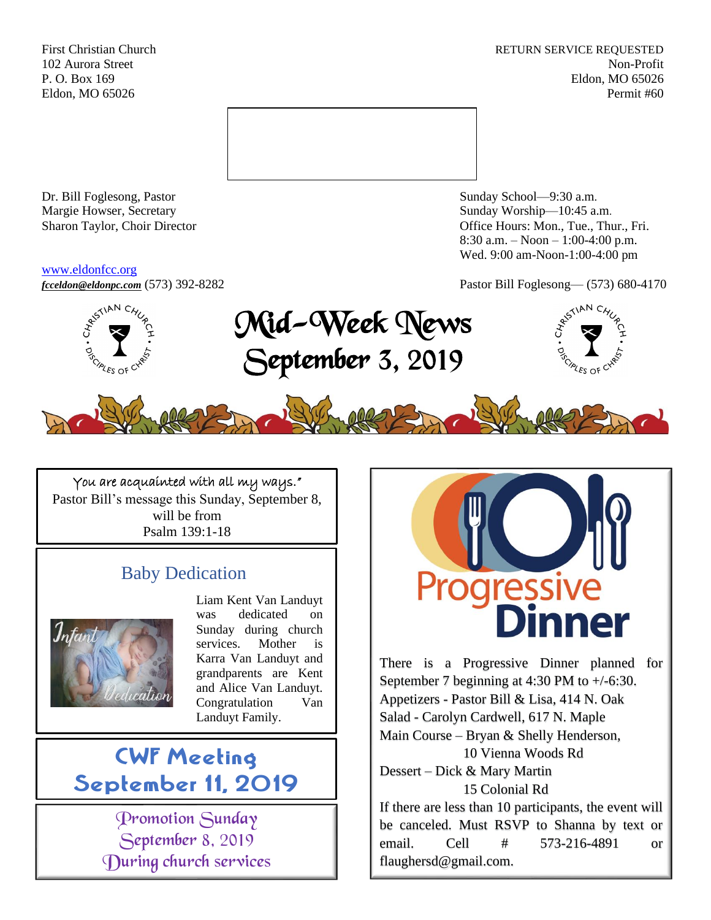First Christian Church
102 Aurora Street
P. O. Box 169
Eldon, MO 65026

RETURN SERVICE REQUESTED
Non-Profit
Eldon, MO 65026
Permit #60

Dr. Bill Foglesong, Pastor
Margie Howser, Secretary
Sharon Taylor, Choir Director

Sunday School—9:30 a.m.
Sunday Worship—10:45 a.m.
Office Hours: Mon., Tue., Thur., Fri. 8:30 a.m. – Noon – 1:00-4:00 p.m.
Wed. 9:00 am-Noon-1:00-4:00 pm

www.eldonfcc.org
*fcceldon@eldonpc.com* (573) 392-8282

Pastor Bill Foglesong— (573) 680-4170

# Mid-Week News
# September 3, 2019

You are acquainted with all my ways."
Pastor Bill's message this Sunday, September 8, will be from
Psalm 139:1-18

## Baby Dedication

Infant Dedication

Liam Kent Van Landuyt was dedicated on Sunday during church services. Mother is Karra Van Landuyt and grandparents are Kent and Alice Van Landuyt. Congratulation Van Landuyt Family.

## CWF Meeting September 11, 2019

## Promotion Sunday September 8, 2019 During church services

## Progressive Dinner

There is a Progressive Dinner planned for September 7 beginning at 4:30 PM to +/-6:30.
Appetizers - Pastor Bill & Lisa, 414 N. Oak
Salad - Carolyn Cardwell, 617 N. Maple
Main Course – Bryan & Shelly Henderson, 10 Vienna Woods Rd
Dessert – Dick & Mary Martin 15 Colonial Rd
If there are less than 10 participants, the event will be canceled. Must RSVP to Shanna by text or email. Cell # 573-216-4891 or flaughersd@gmail.com.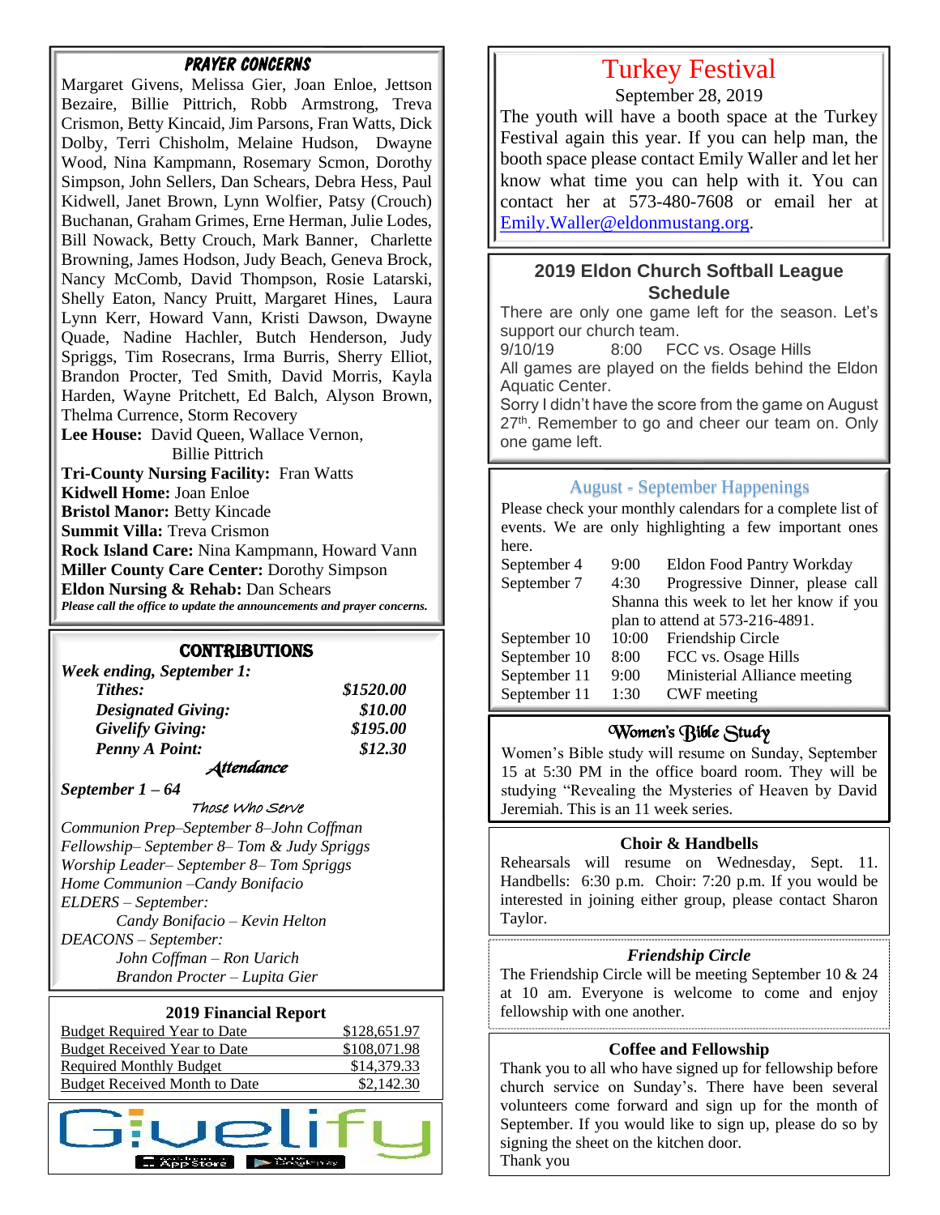## PRAYER CONCERNS

Margaret Givens, Melissa Gier, Joan Enloe, Jetton Bezaire, Billie Pittrich, Robb Armstrong, Treva Crismon, Betty Kincaid, Jim Parsons, Fran Watts, Dick Dolby, Terri Chisholm, Melaine Hudson, Dwayne Wood, Nina Kampmann, Rosemary Scmon, Dorothy Simpson, John Sellers, Dan Schears, Debra Hess, Paul Kidwell, Janet Brown, Lynn Wolfier, Patsy (Crouch) Buchanan, Graham Grimes, Erne Herman, Julie Lodes, Bill Nowack, Betty Crouch, Mark Banner, Charlette Browning, James Hodson, Judy Beach, Geneva Brock, Nancy McComb, David Thompson, Rosie Latarski, Shelly Eaton, Nancy Pruitt, Margaret Hines, Laura Lynn Kerr, Howard Vann, Kristi Dawson, Dwayne Quade, Nadine Hachler, Butch Henderson, Judy Spriggs, Tim Rosecrans, Irma Burris, Sherry Elliot, Brandon Procter, Ted Smith, David Morris, Kayla Harden, Wayne Pritchett, Ed Balch, Alyson Brown, Thelma Currence, Storm Recovery

**Lee House:** David Queen, Wallace Vernon, Billie Pittrich
**Tri-County Nursing Facility:** Fran Watts
**Kidwell Home:** Joan Enloe
**Bristol Manor:** Betty Kincade
**Summit Villa:** Treva Crismon
**Rock Island Care:** Nina Kampmann, Howard Vann
**Miller County Care Center:** Dorothy Simpson
**Eldon Nursing & Rehab:** Dan Schears

***Please call the office to update the announcements and prayer concerns.***

## CONTRIBUTIONS

***Week ending, September 1:***

| | |
|---|---|
| ***Tithes:*** | ***$1520.00*** |
| ***Designated Giving:*** | ***$10.00*** |
| ***Givelify Giving:*** | ***$195.00*** |
| ***Penny A Point:*** | ***$12.30*** |

### Attendance

***September 1 – 64***

### Those Who Serve

*Communion Prep–September 8–John Coffman*
*Fellowship– September 8– Tom & Judy Spriggs*
*Worship Leader– September 8– Tom Spriggs*
*Home Communion –Candy Bonifacio*
*ELDERS – September:*
*Candy Bonifacio – Kevin Helton*
*DEACONS – September:*
*John Coffman – Ron Uarich*
*Brandon Procter – Lupita Gier*

## 2019 Financial Report

| | |
|---|---|
| Budget Required Year to Date | $128,651.97 |
| Budget Received Year to Date | $108,071.98 |
| Required Monthly Budget | $14,379.33 |
| Budget Received Month to Date | $2,142.30 |

Givelify

## Turkey Festival

September 28, 2019

The youth will have a booth space at the Turkey Festival again this year. If you can help man, the booth space please contact Emily Waller and let her know what time you can help with it. You can contact her at 573-480-7608 or email her at Emily.Waller@eldonmustang.org.

## 2019 Eldon Church Softball League Schedule

There are only one game left for the season. Let's support our church team.

9/10/19 8:00 FCC vs. Osage Hills

All games are played on the fields behind the Eldon Aquatic Center.

Sorry I didn't have the score from the game on August 27th. Remember to go and cheer our team on. Only one game left.

## August - September Happenings

Please check your monthly calendars for a complete list of events. We are only highlighting a few important ones here.

| | | |
|---|---|---|
| September 4 | 9:00 | Eldon Food Pantry Workday |
| September 7 | 4:30 | Progressive Dinner, please call Shanna this week to let her know if you plan to attend at 573-216-4891. |
| September 10 | 10:00 | Friendship Circle |
| September 10 | 8:00 | FCC vs. Osage Hills |
| September 11 | 9:00 | Ministerial Alliance meeting |
| September 11 | 1:30 | CWF meeting |

## Women's Bible Study

Women's Bible study will resume on Sunday, September 15 at 5:30 PM in the office board room. They will be studying "Revealing the Mysteries of Heaven by David Jeremiah. This is an 11 week series.

## Choir & Handbells

Rehearsals will resume on Wednesday, Sept. 11. Handbells: 6:30 p.m. Choir: 7:20 p.m. If you would be interested in joining either group, please contact Sharon Taylor.

## *Friendship Circle*

The Friendship Circle will be meeting September 10 & 24 at 10 am. Everyone is welcome to come and enjoy fellowship with one another.

## Coffee and Fellowship

Thank you to all who have signed up for fellowship before church service on Sunday's. There have been several volunteers come forward and sign up for the month of September. If you would like to sign up, please do so by signing the sheet on the kitchen door.

Thank you